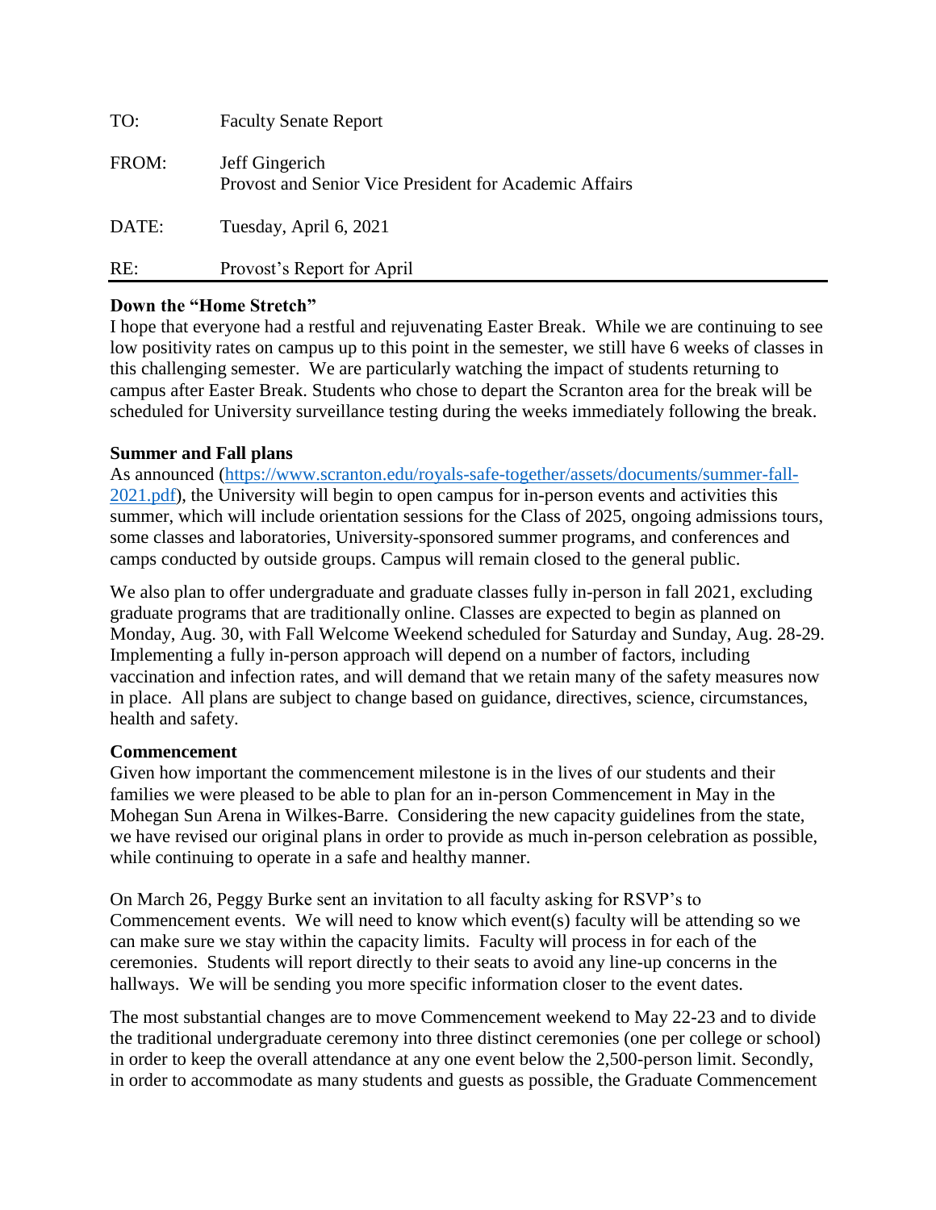| | |
|---|---|
| TO: | Faculty Senate Report |
| FROM: | Jeff Gingerich<br>Provost and Senior Vice President for Academic Affairs |
| DATE: | Tuesday, April 6, 2021 |
| RE: | Provost's Report for April |

**Down the "Home Stretch"**

I hope that everyone had a restful and rejuvenating Easter Break. While we are continuing to see low positivity rates on campus up to this point in the semester, we still have 6 weeks of classes in this challenging semester. We are particularly watching the impact of students returning to campus after Easter Break. Students who chose to depart the Scranton area for the break will be scheduled for University surveillance testing during the weeks immediately following the break.

**Summer and Fall plans**

As announced (https://www.scranton.edu/royals-safe-together/assets/documents/summer-fall-2021.pdf), the University will begin to open campus for in-person events and activities this summer, which will include orientation sessions for the Class of 2025, ongoing admissions tours, some classes and laboratories, University-sponsored summer programs, and conferences and camps conducted by outside groups. Campus will remain closed to the general public.

We also plan to offer undergraduate and graduate classes fully in-person in fall 2021, excluding graduate programs that are traditionally online. Classes are expected to begin as planned on Monday, Aug. 30, with Fall Welcome Weekend scheduled for Saturday and Sunday, Aug. 28-29. Implementing a fully in-person approach will depend on a number of factors, including vaccination and infection rates, and will demand that we retain many of the safety measures now in place. All plans are subject to change based on guidance, directives, science, circumstances, health and safety.

**Commencement**

Given how important the commencement milestone is in the lives of our students and their families we were pleased to be able to plan for an in-person Commencement in May in the Mohegan Sun Arena in Wilkes-Barre. Considering the new capacity guidelines from the state, we have revised our original plans in order to provide as much in-person celebration as possible, while continuing to operate in a safe and healthy manner.

On March 26, Peggy Burke sent an invitation to all faculty asking for RSVP's to Commencement events. We will need to know which event(s) faculty will be attending so we can make sure we stay within the capacity limits. Faculty will process in for each of the ceremonies. Students will report directly to their seats to avoid any line-up concerns in the hallways. We will be sending you more specific information closer to the event dates.

The most substantial changes are to move Commencement weekend to May 22-23 and to divide the traditional undergraduate ceremony into three distinct ceremonies (one per college or school) in order to keep the overall attendance at any one event below the 2,500-person limit. Secondly, in order to accommodate as many students and guests as possible, the Graduate Commencement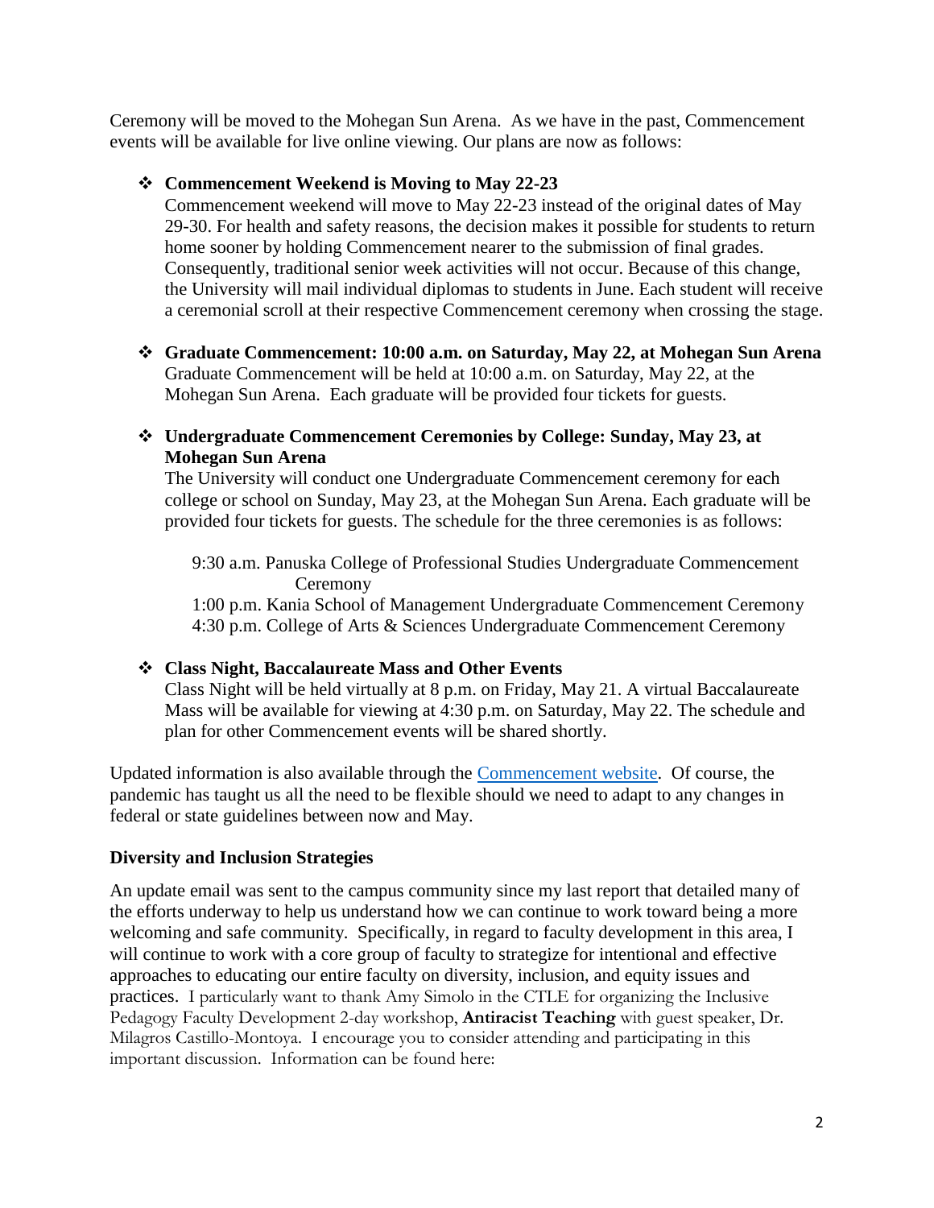Ceremony will be moved to the Mohegan Sun Arena. As we have in the past, Commencement events will be available for live online viewing. Our plans are now as follows:

- **Commencement Weekend is Moving to May 22-23**
  Commencement weekend will move to May 22-23 instead of the original dates of May 29-30. For health and safety reasons, the decision makes it possible for students to return home sooner by holding Commencement nearer to the submission of final grades. Consequently, traditional senior week activities will not occur. Because of this change, the University will mail individual diplomas to students in June. Each student will receive a ceremonial scroll at their respective Commencement ceremony when crossing the stage.

- **Graduate Commencement: 10:00 a.m. on Saturday, May 22, at Mohegan Sun Arena**
  Graduate Commencement will be held at 10:00 a.m. on Saturday, May 22, at the Mohegan Sun Arena. Each graduate will be provided four tickets for guests.

- **Undergraduate Commencement Ceremonies by College: Sunday, May 23, at Mohegan Sun Arena**
  The University will conduct one Undergraduate Commencement ceremony for each college or school on Sunday, May 23, at the Mohegan Sun Arena. Each graduate will be provided four tickets for guests. The schedule for the three ceremonies is as follows:

  9:30 a.m. Panuska College of Professional Studies Undergraduate Commencement Ceremony
  1:00 p.m. Kania School of Management Undergraduate Commencement Ceremony
  4:30 p.m. College of Arts & Sciences Undergraduate Commencement Ceremony

- **Class Night, Baccalaureate Mass and Other Events**
  Class Night will be held virtually at 8 p.m. on Friday, May 21. A virtual Baccalaureate Mass will be available for viewing at 4:30 p.m. on Saturday, May 22. The schedule and plan for other Commencement events will be shared shortly.

Updated information is also available through the Commencement website. Of course, the pandemic has taught us all the need to be flexible should we need to adapt to any changes in federal or state guidelines between now and May.

**Diversity and Inclusion Strategies**

An update email was sent to the campus community since my last report that detailed many of the efforts underway to help us understand how we can continue to work toward being a more welcoming and safe community. Specifically, in regard to faculty development in this area, I will continue to work with a core group of faculty to strategize for intentional and effective approaches to educating our entire faculty on diversity, inclusion, and equity issues and practices. I particularly want to thank Amy Simolo in the CTLE for organizing the Inclusive Pedagogy Faculty Development 2-day workshop, **Antiracist Teaching** with guest speaker, Dr. Milagros Castillo-Montoya. I encourage you to consider attending and participating in this important discussion. Information can be found here: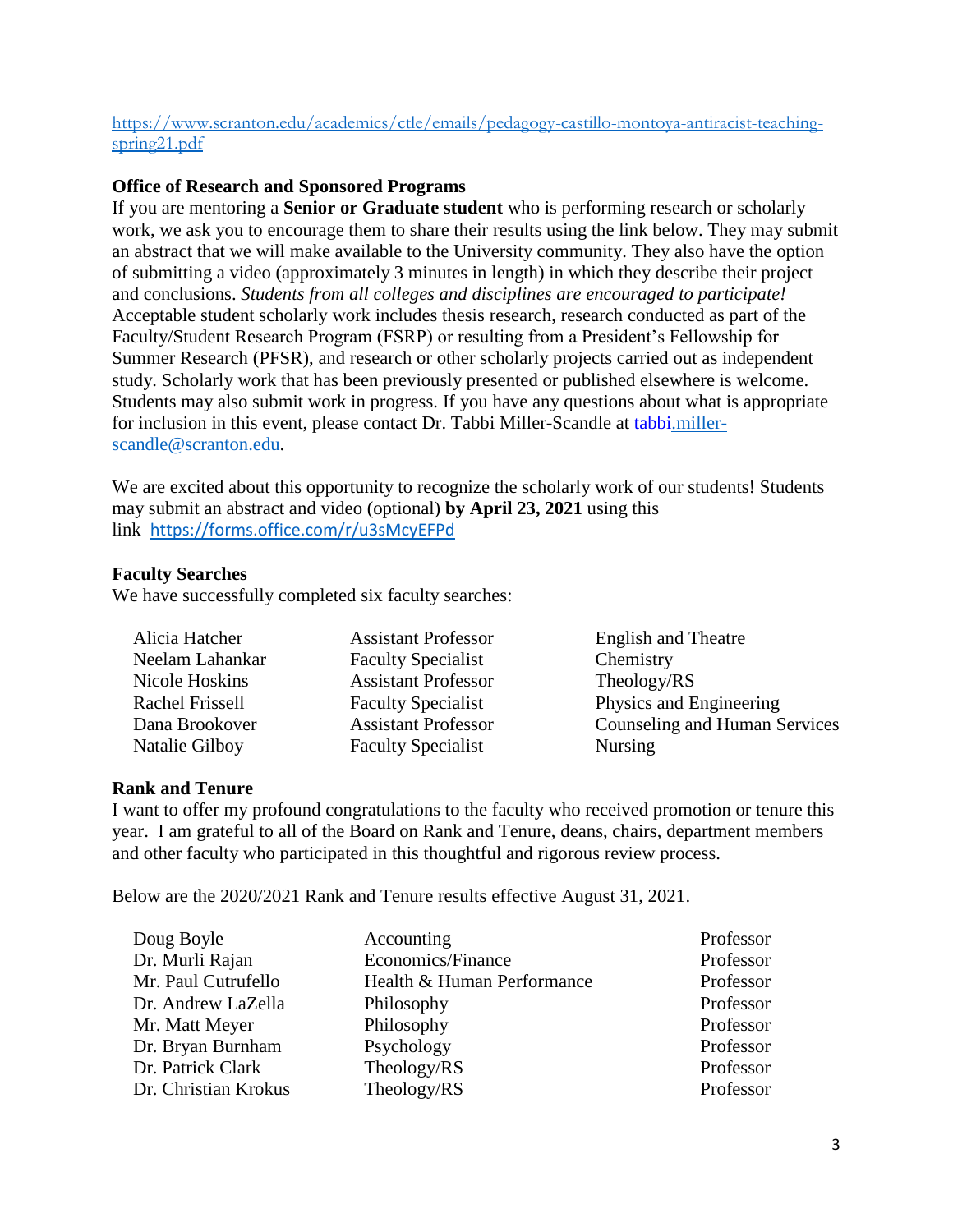https://www.scranton.edu/academics/ctle/emails/pedagogy-castillo-montoya-antiracist-teaching-spring21.pdf

**Office of Research and Sponsored Programs**

If you are mentoring a **Senior or Graduate student** who is performing research or scholarly work, we ask you to encourage them to share their results using the link below. They may submit an abstract that we will make available to the University community. They also have the option of submitting a video (approximately 3 minutes in length) in which they describe their project and conclusions. *Students from all colleges and disciplines are encouraged to participate!* Acceptable student scholarly work includes thesis research, research conducted as part of the Faculty/Student Research Program (FSRP) or resulting from a President's Fellowship for Summer Research (PFSR), and research or other scholarly projects carried out as independent study. Scholarly work that has been previously presented or published elsewhere is welcome. Students may also submit work in progress. If you have any questions about what is appropriate for inclusion in this event, please contact Dr. Tabbi Miller-Scandle at tabbi.miller-scandle@scranton.edu.

We are excited about this opportunity to recognize the scholarly work of our students! Students may submit an abstract and video (optional) **by April 23, 2021** using this link https://forms.office.com/r/u3sMcyEFPd

**Faculty Searches**

We have successfully completed six faculty searches:

| | | |
|---|---|---|
| Alicia Hatcher | Assistant Professor | English and Theatre |
| Neelam Lahankar | Faculty Specialist | Chemistry |
| Nicole Hoskins | Assistant Professor | Theology/RS |
| Rachel Frissell | Faculty Specialist | Physics and Engineering |
| Dana Brookover | Assistant Professor | Counseling and Human Services |
| Natalie Gilboy | Faculty Specialist | Nursing |

**Rank and Tenure**

I want to offer my profound congratulations to the faculty who received promotion or tenure this year. I am grateful to all of the Board on Rank and Tenure, deans, chairs, department members and other faculty who participated in this thoughtful and rigorous review process.

Below are the 2020/2021 Rank and Tenure results effective August 31, 2021.

| | | |
|---|---|---|
| Doug Boyle | Accounting | Professor |
| Dr. Murli Rajan | Economics/Finance | Professor |
| Mr. Paul Cutrufello | Health & Human Performance | Professor |
| Dr. Andrew LaZella | Philosophy | Professor |
| Mr. Matt Meyer | Philosophy | Professor |
| Dr. Bryan Burnham | Psychology | Professor |
| Dr. Patrick Clark | Theology/RS | Professor |
| Dr. Christian Krokus | Theology/RS | Professor |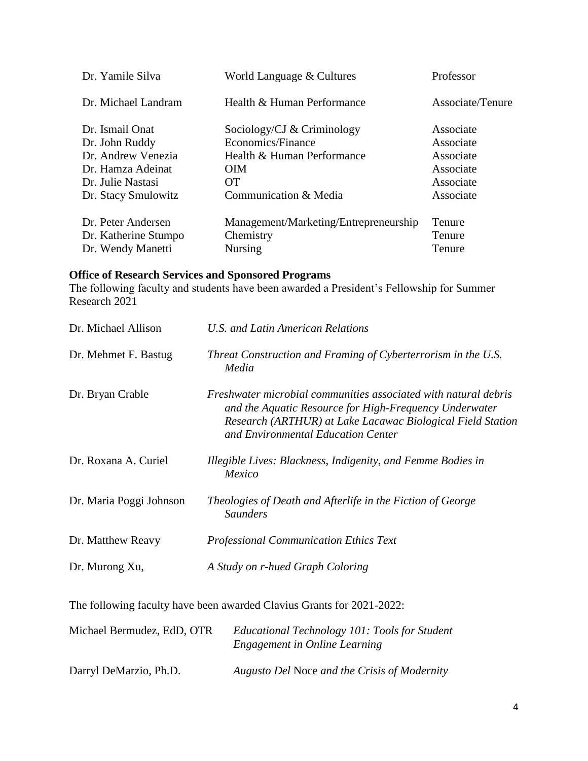| | | |
|---|---|---|
| Dr. Yamile Silva | World Language & Cultures | Professor |
| Dr. Michael Landram | Health & Human Performance | Associate/Tenure |
| Dr. Ismail Onat | Sociology/CJ & Criminology | Associate |
| Dr. John Ruddy | Economics/Finance | Associate |
| Dr. Andrew Venezia | Health & Human Performance | Associate |
| Dr. Hamza Adeinat | OIM | Associate |
| Dr. Julie Nastasi | OT | Associate |
| Dr. Stacy Smulowitz | Communication & Media | Associate |
| Dr. Peter Andersen | Management/Marketing/Entrepreneurship | Tenure |
| Dr. Katherine Stumpo | Chemistry | Tenure |
| Dr. Wendy Manetti | Nursing | Tenure |

**Office of Research Services and Sponsored Programs**

The following faculty and students have been awarded a President's Fellowship for Summer Research 2021

| | |
|---|---|
| Dr. Michael Allison | *U.S. and Latin American Relations* |
| Dr. Mehmet F. Bastug | *Threat Construction and Framing of Cyberterrorism in the U.S. Media* |
| Dr. Bryan Crable | *Freshwater microbial communities associated with natural debris and the Aquatic Resource for High-Frequency Underwater Research (ARTHUR) at Lake Lacawac Biological Field Station and Environmental Education Center* |
| Dr. Roxana A. Curiel | *Illegible Lives: Blackness, Indigenity, and Femme Bodies in Mexico* |
| Dr. Maria Poggi Johnson | *Theologies of Death and Afterlife in the Fiction of George Saunders* |
| Dr. Matthew Reavy | *Professional Communication Ethics Text* |
| Dr. Murong Xu, | *A Study on r-hued Graph Coloring* |

The following faculty have been awarded Clavius Grants for 2021-2022:

| | |
|---|---|
| Michael Bermudez, EdD, OTR | *Educational Technology 101: Tools for Student Engagement in Online Learning* |
| Darryl DeMarzio, Ph.D. | *Augusto Del* Noce *and the Crisis of Modernity* |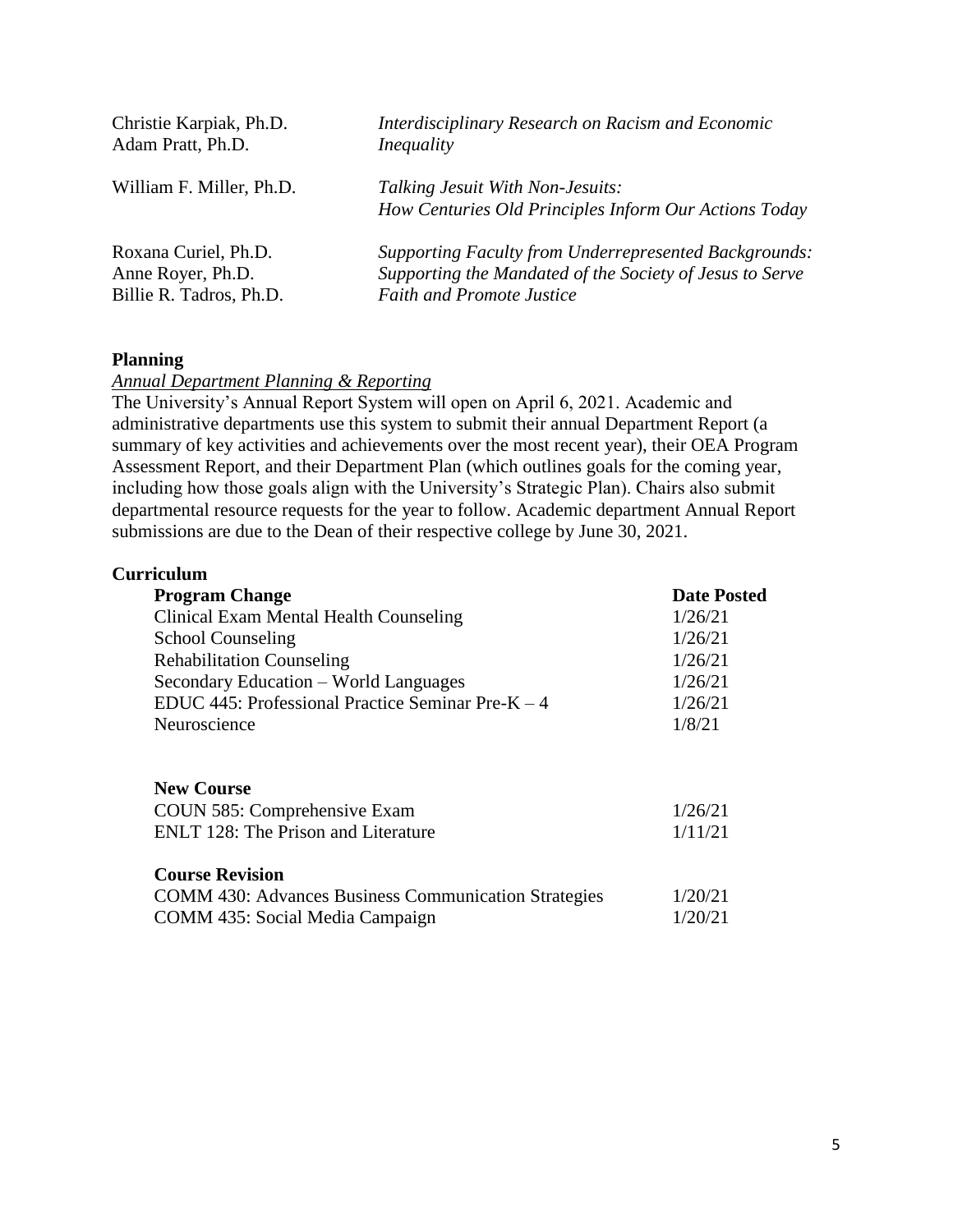| | |
|---|---|
| Christie Karpiak, Ph.D.<br>Adam Pratt, Ph.D. | *Interdisciplinary Research on Racism and Economic Inequality* |
| William F. Miller, Ph.D. | *Talking Jesuit With Non-Jesuits: How Centuries Old Principles Inform Our Actions Today* |
| Roxana Curiel, Ph.D.<br>Anne Royer, Ph.D.<br>Billie R. Tadros, Ph.D. | *Supporting Faculty from Underrepresented Backgrounds: Supporting the Mandated of the Society of Jesus to Serve Faith and Promote Justice* |

**Planning**

*Annual Department Planning & Reporting*

The University's Annual Report System will open on April 6, 2021. Academic and administrative departments use this system to submit their annual Department Report (a summary of key activities and achievements over the most recent year), their OEA Program Assessment Report, and their Department Plan (which outlines goals for the coming year, including how those goals align with the University's Strategic Plan). Chairs also submit departmental resource requests for the year to follow. Academic department Annual Report submissions are due to the Dean of their respective college by June 30, 2021.

**Curriculum**

| **Program Change** | **Date Posted** |
|---|---|
| Clinical Exam Mental Health Counseling | 1/26/21 |
| School Counseling | 1/26/21 |
| Rehabilitation Counseling | 1/26/21 |
| Secondary Education – World Languages | 1/26/21 |
| EDUC 445: Professional Practice Seminar Pre-K – 4 | 1/26/21 |
| Neuroscience | 1/8/21 |
| | |
| **New Course** | |
| COUN 585: Comprehensive Exam | 1/26/21 |
| ENLT 128: The Prison and Literature | 1/11/21 |
| | |
| **Course Revision** | |
| COMM 430: Advances Business Communication Strategies | 1/20/21 |
| COMM 435: Social Media Campaign | 1/20/21 |